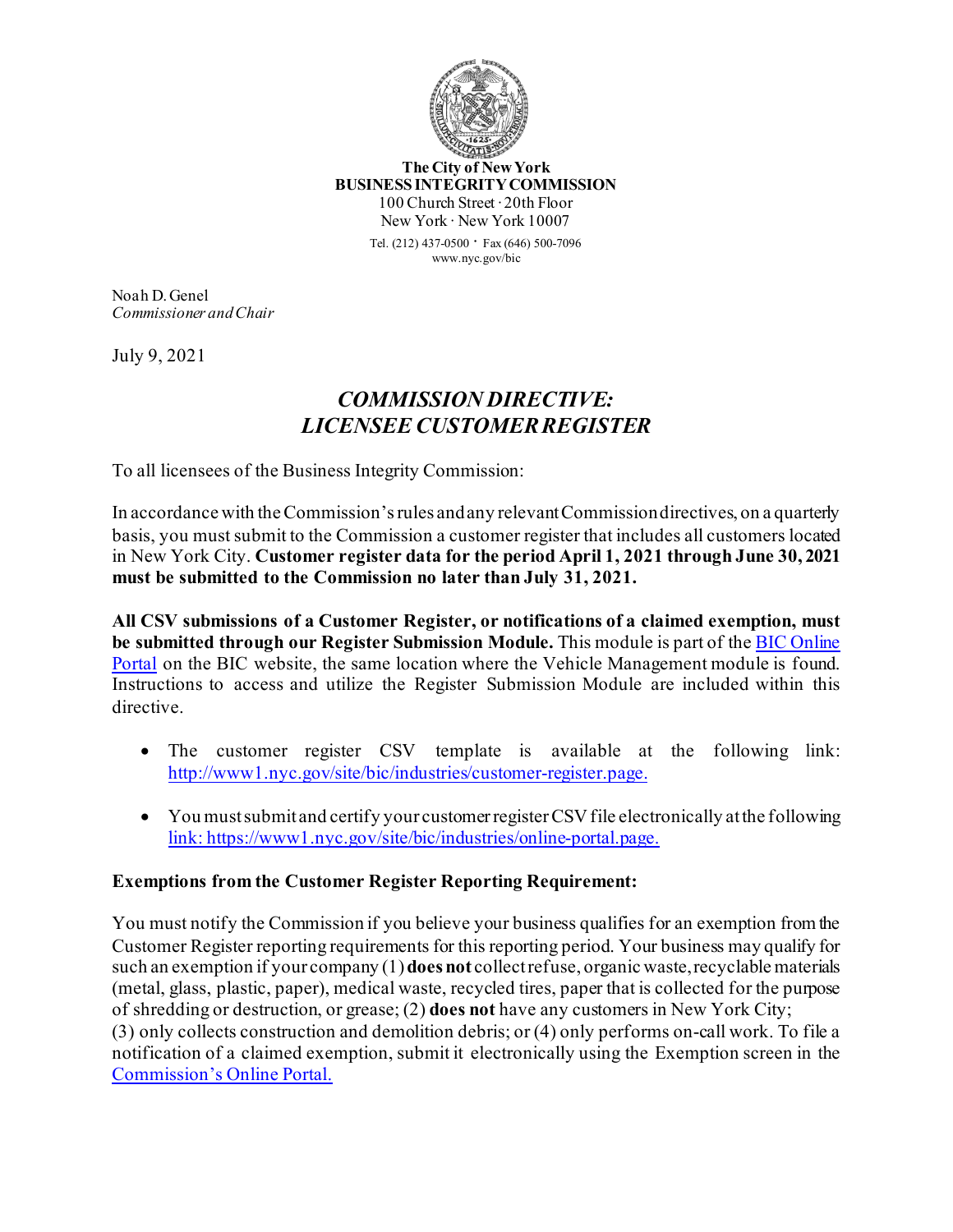**The City of New York**
**BUSINESS INTEGRITY COMMISSION**
100 Church Street · 20th Floor
New York · New York 10007

Tel. (212) 437-0500 · Fax (646) 500-7096
www.nyc.gov/bic

Noah D. Genel
*Commissioner and Chair*

July 9, 2021

# *COMMISSION DIRECTIVE: LICENSEE CUSTOMER REGISTER*

To all licensees of the Business Integrity Commission:

In accordance with the Commission's rules and any relevant Commission directives, on a quarterly basis, you must submit to the Commission a customer register that includes all customers located in New York City. **Customer register data for the period April 1, 2021 through June 30, 2021 must be submitted to the Commission no later than July 31, 2021.**

**All CSV submissions of a Customer Register, or notifications of a claimed exemption, must be submitted through our Register Submission Module.** This module is part of the BIC Online Portal on the BIC website, the same location where the Vehicle Management module is found. Instructions to access and utilize the Register Submission Module are included within this directive.

- The customer register CSV template is available at the following link: http://www1.nyc.gov/site/bic/industries/customer-register.page.
- You must submit and certify your customer register CSV file electronically at the following link: https://www1.nyc.gov/site/bic/industries/online-portal.page.

**Exemptions from the Customer Register Reporting Requirement:**

You must notify the Commission if you believe your business qualifies for an exemption from the Customer Register reporting requirements for this reporting period. Your business may qualify for such an exemption if your company (1) **does not** collect refuse, organic waste, recyclable materials (metal, glass, plastic, paper), medical waste, recycled tires, paper that is collected for the purpose of shredding or destruction, or grease; (2) **does not** have any customers in New York City; (3) only collects construction and demolition debris; or (4) only performs on-call work. To file a notification of a claimed exemption, submit it electronically using the Exemption screen in the Commission's Online Portal.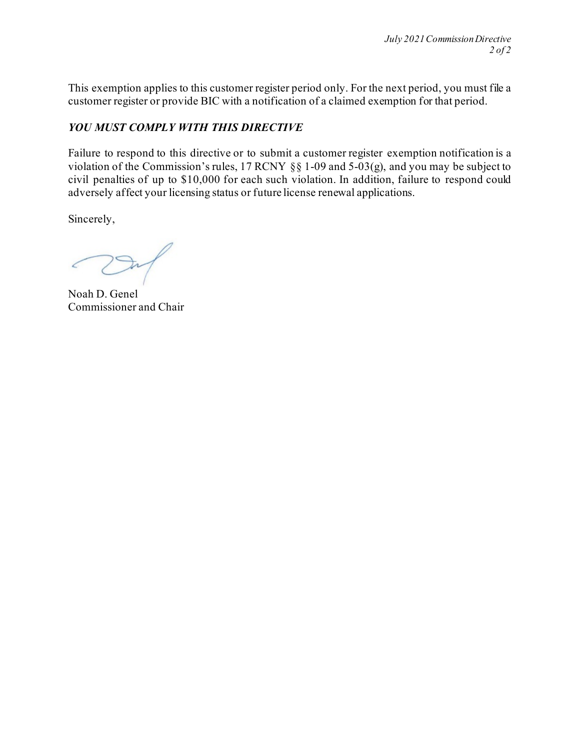This exemption applies to this customer register period only. For the next period, you must file a customer register or provide BIC with a notification of a claimed exemption for that period.

***YOU MUST COMPLY WITH THIS DIRECTIVE***

Failure to respond to this directive or to submit a customer register exemption notification is a violation of the Commission's rules, 17 RCNY §§ 1-09 and 5-03(g), and you may be subject to civil penalties of up to $10,000 for each such violation. In addition, failure to respond could adversely affect your licensing status or future license renewal applications.

Sincerely,

Noah D. Genel
Commissioner and Chair